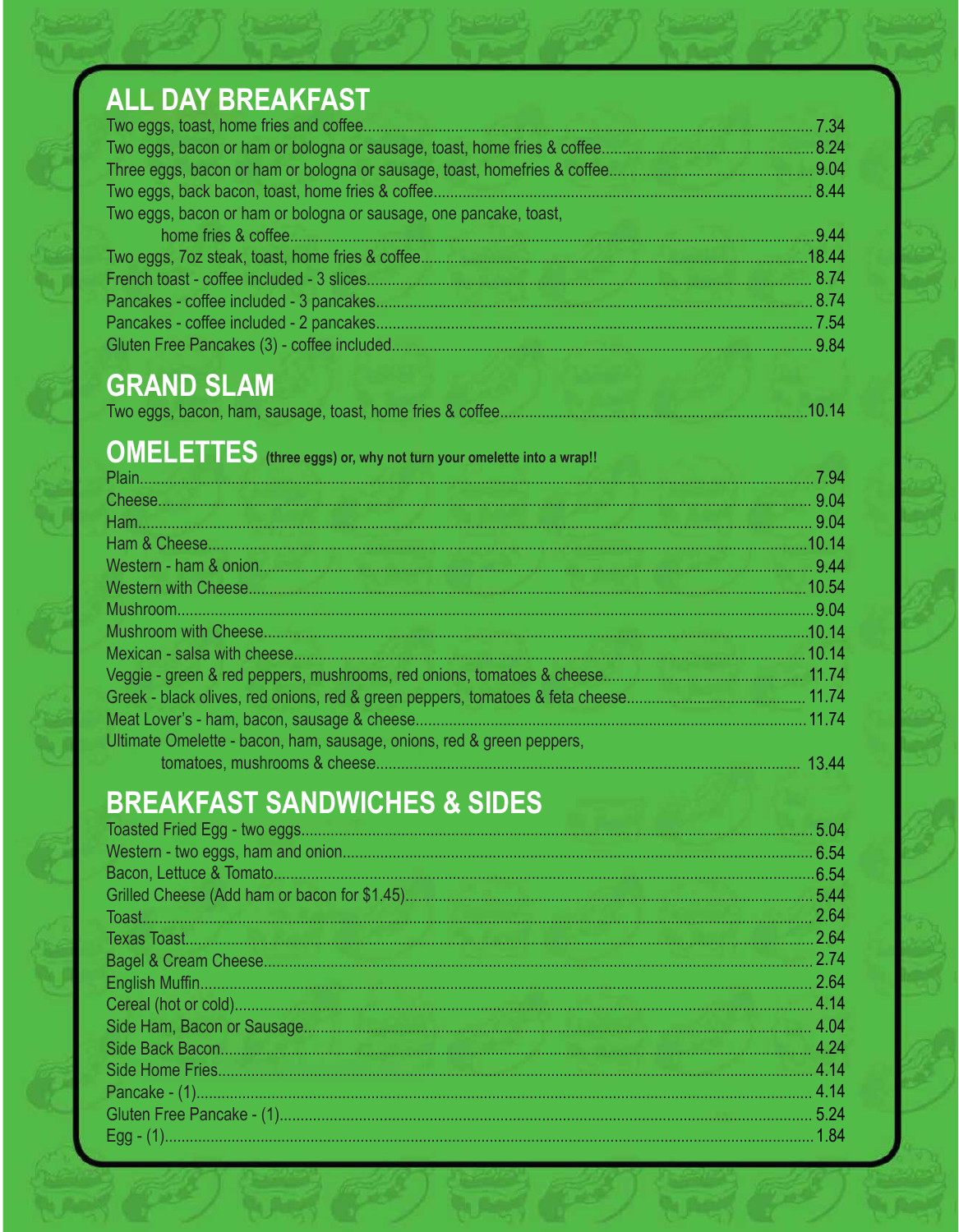## ALL DAY BREAKFAST

| Item | Price |
|---|---|
| Two eggs, toast, home fries and coffee | 7.34 |
| Two eggs, bacon or ham or bologna or sausage, toast, home fries & coffee | 8.24 |
| Three eggs, bacon or ham or bologna or sausage, toast, homefries & coffee | 9.04 |
| Two eggs, back bacon, toast, home fries & coffee | 8.44 |
| Two eggs, bacon or ham or bologna or sausage, one pancake, toast, home fries & coffee | 9.44 |
| Two eggs, 7oz steak, toast, home fries & coffee | 18.44 |
| French toast - coffee included - 3 slices | 8.74 |
| Pancakes - coffee included - 3 pancakes | 8.74 |
| Pancakes - coffee included - 2 pancakes | 7.54 |
| Gluten Free Pancakes (3) - coffee included | 9.84 |

## GRAND SLAM

| Item | Price |
|---|---|
| Two eggs, bacon, ham, sausage, toast, home fries & coffee | 10.14 |

## OMELETTES (three eggs) or, why not turn your omelette into a wrap!!

| Item | Price |
|---|---|
| Plain | 7.94 |
| Cheese | 9.04 |
| Ham | 9.04 |
| Ham & Cheese | 10.14 |
| Western - ham & onion | 9.44 |
| Western with Cheese | 10.54 |
| Mushroom | 9.04 |
| Mushroom with Cheese | 10.14 |
| Mexican - salsa with cheese | 10.14 |
| Veggie - green & red peppers, mushrooms, red onions, tomatoes & cheese | 11.74 |
| Greek - black olives, red onions, red & green peppers, tomatoes & feta cheese | 11.74 |
| Meat Lover's - ham, bacon, sausage & cheese | 11.74 |
| Ultimate Omelette - bacon, ham, sausage, onions, red & green peppers, tomatoes, mushrooms & cheese | 13.44 |

## BREAKFAST SANDWICHES & SIDES

| Item | Price |
|---|---|
| Toasted Fried Egg - two eggs | 5.04 |
| Western - two eggs, ham and onion | 6.54 |
| Bacon, Lettuce & Tomato | 6.54 |
| Grilled Cheese (Add ham or bacon for $1.45) | 5.44 |
| Toast | 2.64 |
| Texas Toast | 2.64 |
| Bagel & Cream Cheese | 2.74 |
| English Muffin | 2.64 |
| Cereal (hot or cold) | 4.14 |
| Side Ham, Bacon or Sausage | 4.04 |
| Side Back Bacon | 4.24 |
| Side Home Fries | 4.14 |
| Pancake - (1) | 4.14 |
| Gluten Free Pancake - (1) | 5.24 |
| Egg - (1) | 1.84 |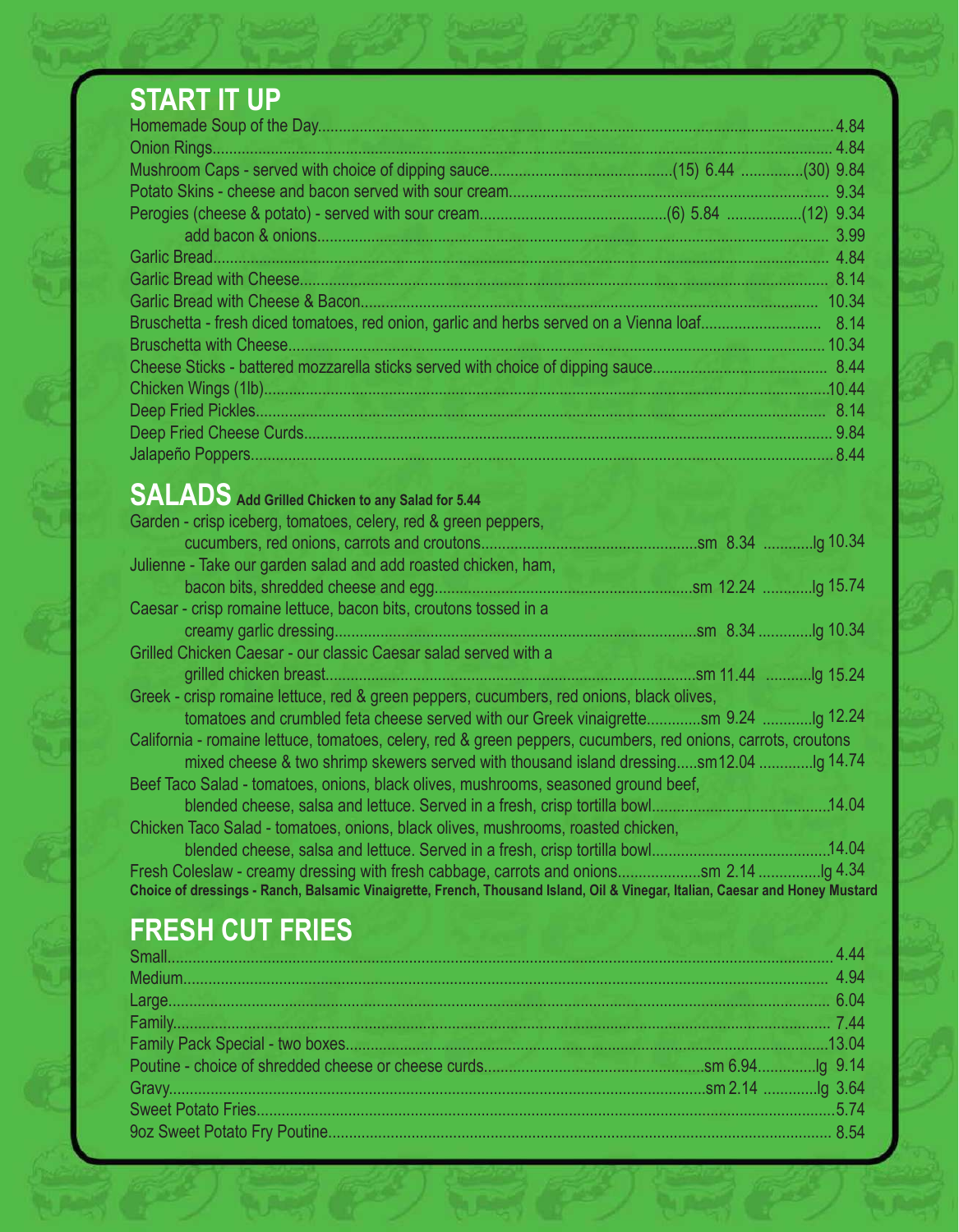## START IT UP

Homemade Soup of the Day....... 4.84
Onion Rings....... 4.84
Mushroom Caps - served with choice of dipping sauce....... (15) 6.44 ....... (30) 9.84
Potato Skins - cheese and bacon served with sour cream....... 9.34
Perogies (cheese & potato) - served with sour cream....... (6) 5.84 ....... (12) 9.34
add bacon & onions....... 3.99
Garlic Bread....... 4.84
Garlic Bread with Cheese....... 8.14
Garlic Bread with Cheese & Bacon....... 10.34
Bruschetta - fresh diced tomatoes, red onion, garlic and herbs served on a Vienna loaf....... 8.14
Bruschetta with Cheese....... 10.34
Cheese Sticks - battered mozzarella sticks served with choice of dipping sauce....... 8.44
Chicken Wings (1lb)....... 10.44
Deep Fried Pickles....... 8.14
Deep Fried Cheese Curds....... 9.84
Jalapeño Poppers....... 8.44

## SALADS **Add Grilled Chicken to any Salad for 5.44**

Garden - crisp iceberg, tomatoes, celery, red & green peppers, cucumbers, red onions, carrots and croutons....... sm 8.34 ....... lg 10.34
Julienne - Take our garden salad and add roasted chicken, ham, bacon bits, shredded cheese and egg....... sm 12.24 ....... lg 15.74
Caesar - crisp romaine lettuce, bacon bits, croutons tossed in a creamy garlic dressing....... sm 8.34 ....... lg 10.34
Grilled Chicken Caesar - our classic Caesar salad served with a grilled chicken breast....... sm 11.44 ....... lg 15.24
Greek - crisp romaine lettuce, red & green peppers, cucumbers, red onions, black olives, tomatoes and crumbled feta cheese served with our Greek vinaigrette....... sm 9.24 ....... lg 12.24
California - romaine lettuce, tomatoes, celery, red & green peppers, cucumbers, red onions, carrots, croutons mixed cheese & two shrimp skewers served with thousand island dressing....... sm 12.04 ....... lg 14.74
Beef Taco Salad - tomatoes, onions, black olives, mushrooms, seasoned ground beef, blended cheese, salsa and lettuce. Served in a fresh, crisp tortilla bowl....... 14.04
Chicken Taco Salad - tomatoes, onions, black olives, mushrooms, roasted chicken, blended cheese, salsa and lettuce. Served in a fresh, crisp tortilla bowl....... 14.04
Fresh Coleslaw - creamy dressing with fresh cabbage, carrots and onions....... sm 2.14 ....... lg 4.34

**Choice of dressings - Ranch, Balsamic Vinaigrette, French, Thousand Island, Oil & Vinegar, Italian, Caesar and Honey Mustard**

## FRESH CUT FRIES

Small....... 4.44
Medium....... 4.94
Large....... 6.04
Family....... 7.44
Family Pack Special - two boxes....... 13.04
Poutine - choice of shredded cheese or cheese curds....... sm 6.94 ....... lg 9.14
Gravy....... sm 2.14 ....... lg 3.64
Sweet Potato Fries....... 5.74
9oz Sweet Potato Fry Poutine....... 8.54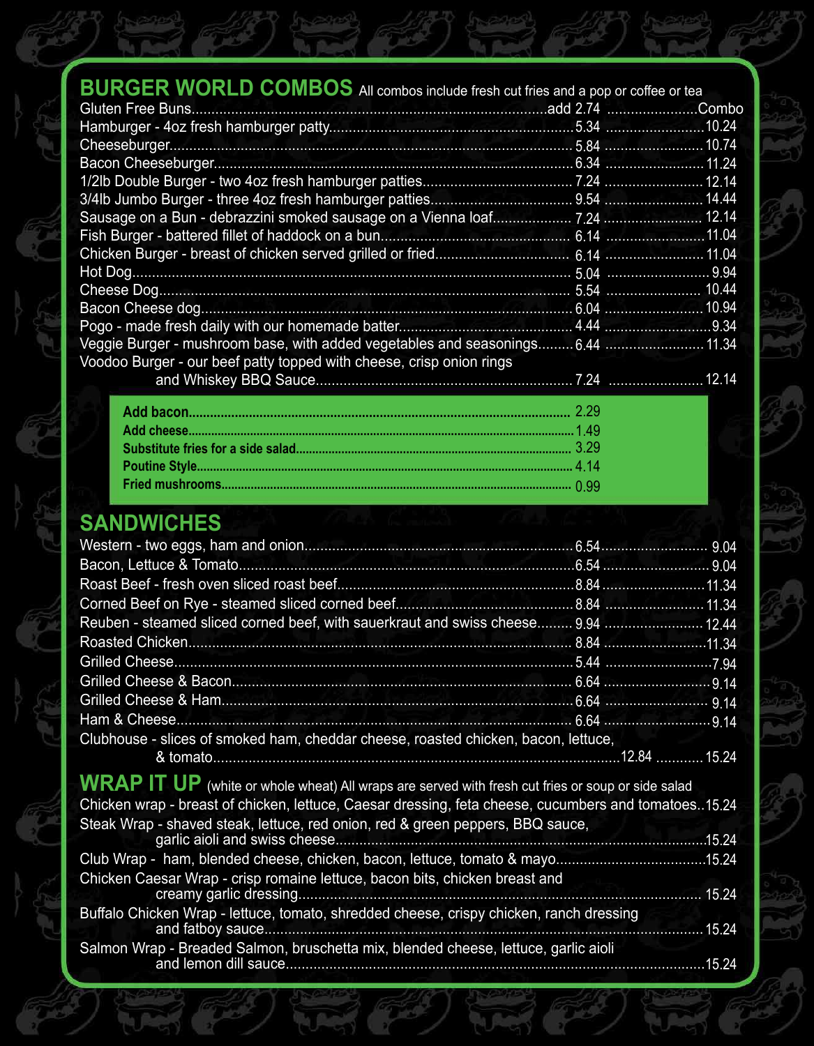## BURGER WORLD COMBOS

All combos include fresh cut fries and a pop or coffee or tea

| Item | Price | Combo |
|---|---|---|
| Gluten Free Buns | add 2.74 | |
| Hamburger - 4oz fresh hamburger patty | 5.34 | 10.24 |
| Cheeseburger | 5.84 | 10.74 |
| Bacon Cheeseburger | 6.34 | 11.24 |
| 1/2lb Double Burger - two 4oz fresh hamburger patties | 7.24 | 12.14 |
| 3/4lb Jumbo Burger - three 4oz fresh hamburger patties | 9.54 | 14.44 |
| Sausage on a Bun - debrazzini smoked sausage on a Vienna loaf | 7.24 | 12.14 |
| Fish Burger - battered fillet of haddock on a bun | 6.14 | 11.04 |
| Chicken Burger - breast of chicken served grilled or fried | 6.14 | 11.04 |
| Hot Dog | 5.04 | 9.94 |
| Cheese Dog | 5.54 | 10.44 |
| Bacon Cheese dog | 6.04 | 10.94 |
| Pogo - made fresh daily with our homemade batter | 4.44 | 9.34 |
| Veggie Burger - mushroom base, with added vegetables and seasonings | 6.44 | 11.34 |
| Voodoo Burger - our beef patty topped with cheese, crisp onion rings and Whiskey BBQ Sauce | 7.24 | 12.14 |

| Add-on | Price |
|---|---|
| **Add bacon** | 2.29 |
| **Add cheese** | 1.49 |
| **Substitute fries for a side salad** | 3.29 |
| **Poutine Style** | 4.14 |
| **Fried mushrooms** | 0.99 |

## SANDWICHES

| Item | Price | Combo |
|---|---|---|
| Western - two eggs, ham and onion | 6.54 | 9.04 |
| Bacon, Lettuce & Tomato | 6.54 | 9.04 |
| Roast Beef - fresh oven sliced roast beef | 8.84 | 11.34 |
| Corned Beef on Rye - steamed sliced corned beef | 8.84 | 11.34 |
| Reuben - steamed sliced corned beef, with sauerkraut and swiss cheese | 9.94 | 12.44 |
| Roasted Chicken | 8.84 | 11.34 |
| Grilled Cheese | 5.44 | 7.94 |
| Grilled Cheese & Bacon | 6.64 | 9.14 |
| Grilled Cheese & Ham | 6.64 | 9.14 |
| Ham & Cheese | 6.64 | 9.14 |
| Clubhouse - slices of smoked ham, cheddar cheese, roasted chicken, bacon, lettuce, & tomato | 12.84 | 15.24 |

## WRAP IT UP

(white or whole wheat) All wraps are served with fresh cut fries or soup or side salad

| Item | Price |
|---|---|
| Chicken wrap - breast of chicken, lettuce, Caesar dressing, feta cheese, cucumbers and tomatoes | 15.24 |
| Steak Wrap - shaved steak, lettuce, red onion, red & green peppers, BBQ sauce, garlic aioli and swiss cheese | 15.24 |
| Club Wrap - ham, blended cheese, chicken, bacon, lettuce, tomato & mayo | 15.24 |
| Chicken Caesar Wrap - crisp romaine lettuce, bacon bits, chicken breast and creamy garlic dressing | 15.24 |
| Buffalo Chicken Wrap - lettuce, tomato, shredded cheese, crispy chicken, ranch dressing and fatboy sauce | 15.24 |
| Salmon Wrap - Breaded Salmon, bruschetta mix, blended cheese, lettuce, garlic aioli and lemon dill sauce | 15.24 |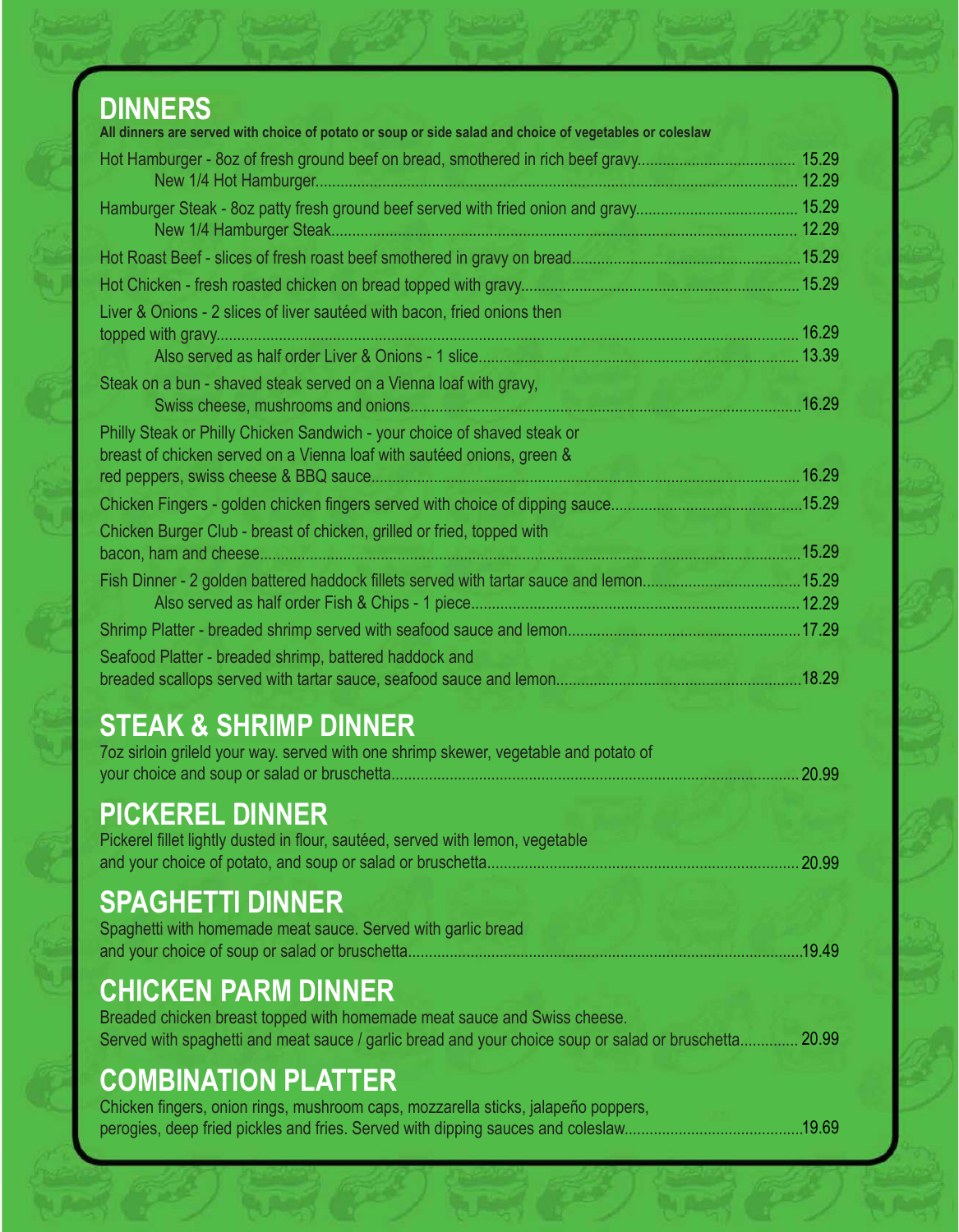## DINNERS

**All dinners are served with choice of potato or soup or side salad and choice of vegetables or coleslaw**

Hot Hamburger - 8oz of fresh ground beef on bread, smothered in rich beef gravy.................................... 15.29
New 1/4 Hot Hamburger.................................................................................................................. 12.29

Hamburger Steak - 8oz patty fresh ground beef served with fried onion and gravy...................................... 15.29
New 1/4 Hamburger Steak.............................................................................................................. 12.29

Hot Roast Beef - slices of fresh roast beef smothered in gravy on bread......................................................15.29

Hot Chicken - fresh roasted chicken on bread topped with gravy.................................................................. 15.29

Liver & Onions - 2 slices of liver sautéed with bacon, fried onions then topped with gravy........................................................................................................................................ 16.29
Also served as half order Liver & Onions - 1 slice........................................................................... 13.39

Steak on a bun - shaved steak served on a Vienna loaf with gravy, Swiss cheese, mushrooms and onions............................................................................................16.29

Philly Steak or Philly Chicken Sandwich - your choice of shaved steak or breast of chicken served on a Vienna loaf with sautéed onions, green & red peppers, swiss cheese & BBQ sauce..................................................................................................... 16.29

Chicken Fingers - golden chicken fingers served with choice of dipping sauce.............................................15.29

Chicken Burger Club - breast of chicken, grilled or fried, topped with bacon, ham and cheese.................................................................................................................................15.29

Fish Dinner - 2 golden battered haddock fillets served with tartar sauce and lemon.....................................15.29
Also served as half order Fish & Chips - 1 piece............................................................................. 12.29

Shrimp Platter - breaded shrimp served with seafood sauce and lemon.......................................................17.29

Seafood Platter - breaded shrimp, battered haddock and breaded scallops served with tartar sauce, seafood sauce and lemon..........................................................18.29

## STEAK & SHRIMP DINNER

7oz sirloin grileld your way. served with one shrimp skewer, vegetable and potato of your choice and soup or salad or bruschetta................................................................................................. 20.99

## PICKEREL DINNER

Pickerel fillet lightly dusted in flour, sautéed, served with lemon, vegetable and your choice of potato, and soup or salad or bruschetta.......................................................................... 20.99

## SPAGHETTI DINNER

Spaghetti with homemade meat sauce. Served with garlic bread and your choice of soup or salad or bruschetta.............................................................................................19.49

## CHICKEN PARM DINNER

Breaded chicken breast topped with homemade meat sauce and Swiss cheese.
Served with spaghetti and meat sauce / garlic bread and your choice soup or salad or bruschetta.............. 20.99

## COMBINATION PLATTER

Chicken fingers, onion rings, mushroom caps, mozzarella sticks, jalapeño poppers, perogies, deep fried pickles and fries. Served with dipping sauces and coleslaw..........................................19.69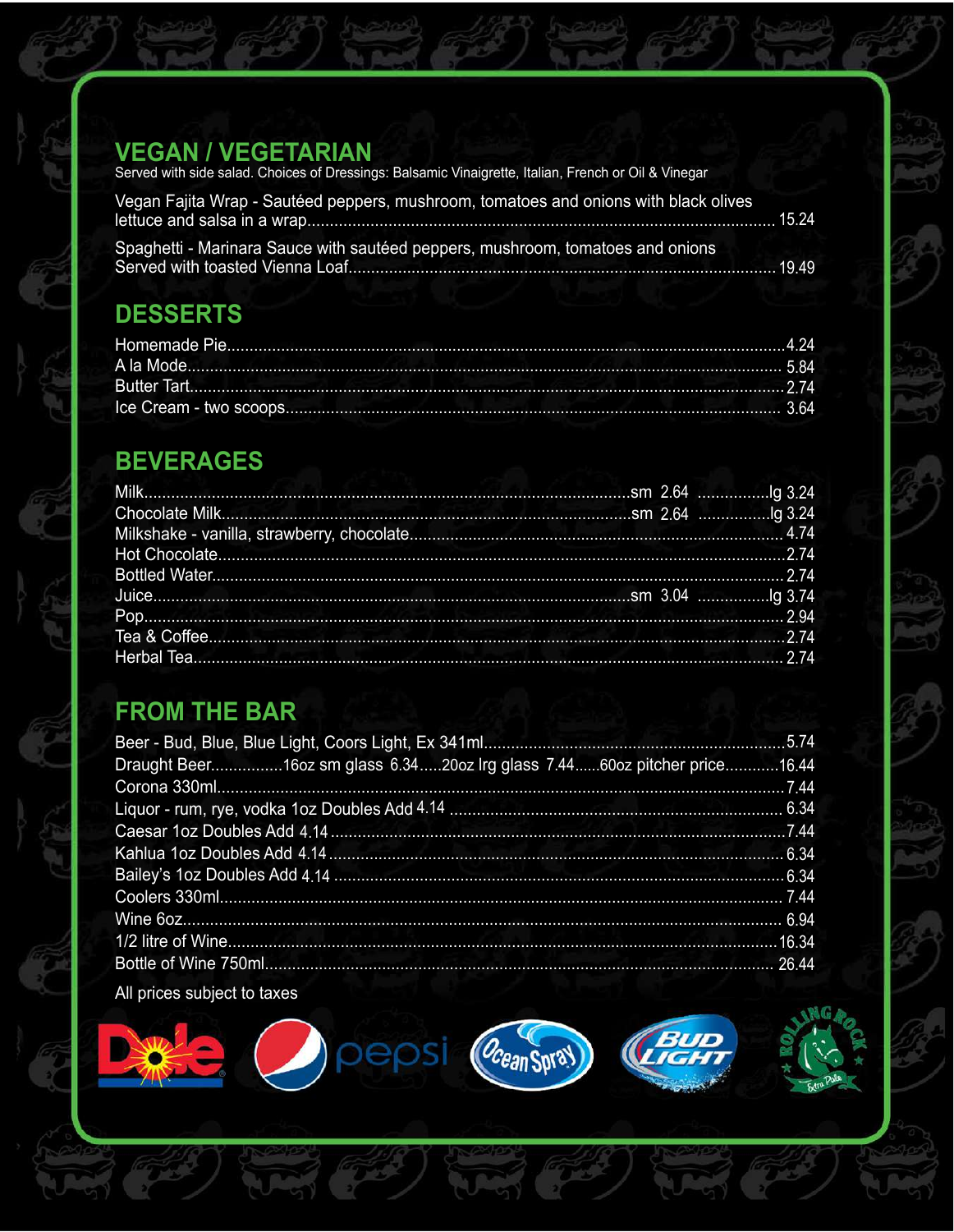## VEGAN / VEGETARIAN

Served with side salad. Choices of Dressings: Balsamic Vinaigrette, Italian, French or Oil & Vinegar

Vegan Fajita Wrap - Sautéed peppers, mushroom, tomatoes and onions with black olives lettuce and salsa in a wrap.......... 15.24

Spaghetti - Marinara Sauce with sautéed peppers, mushroom, tomatoes and onions Served with toasted Vienna Loaf.......... 19.49

## DESSERTS

Homemade Pie.......... 4.24
A la Mode.......... 5.84
Butter Tart.......... 2.74
Ice Cream - two scoops.......... 3.64

## BEVERAGES

Milk.......... sm 2.64 .......... lg 3.24
Chocolate Milk.......... sm 2.64 .......... lg 3.24
Milkshake - vanilla, strawberry, chocolate.......... 4.74
Hot Chocolate.......... 2.74
Bottled Water.......... 2.74
Juice.......... sm 3.04 .......... lg 3.74
Pop.......... 2.94
Tea & Coffee.......... 2.74
Herbal Tea.......... 2.74

## FROM THE BAR

Beer - Bud, Blue, Blue Light, Coors Light, Ex 341ml.......... 5.74
Draught Beer.......... 16oz sm glass 6.34..... 20oz lrg glass 7.44...... 60oz pitcher price.......... 16.44
Corona 330ml.......... 7.44
Liquor - rum, rye, vodka 1oz Doubles Add 4.14 .......... 6.34
Caesar 1oz Doubles Add 4.14 .......... 7.44
Kahlua 1oz Doubles Add 4.14 .......... 6.34
Bailey's 1oz Doubles Add 4.14 .......... 6.34
Coolers 330ml.......... 7.44
Wine 6oz.......... 6.94
1/2 litre of Wine.......... 16.34
Bottle of Wine 750ml.......... 26.44

All prices subject to taxes